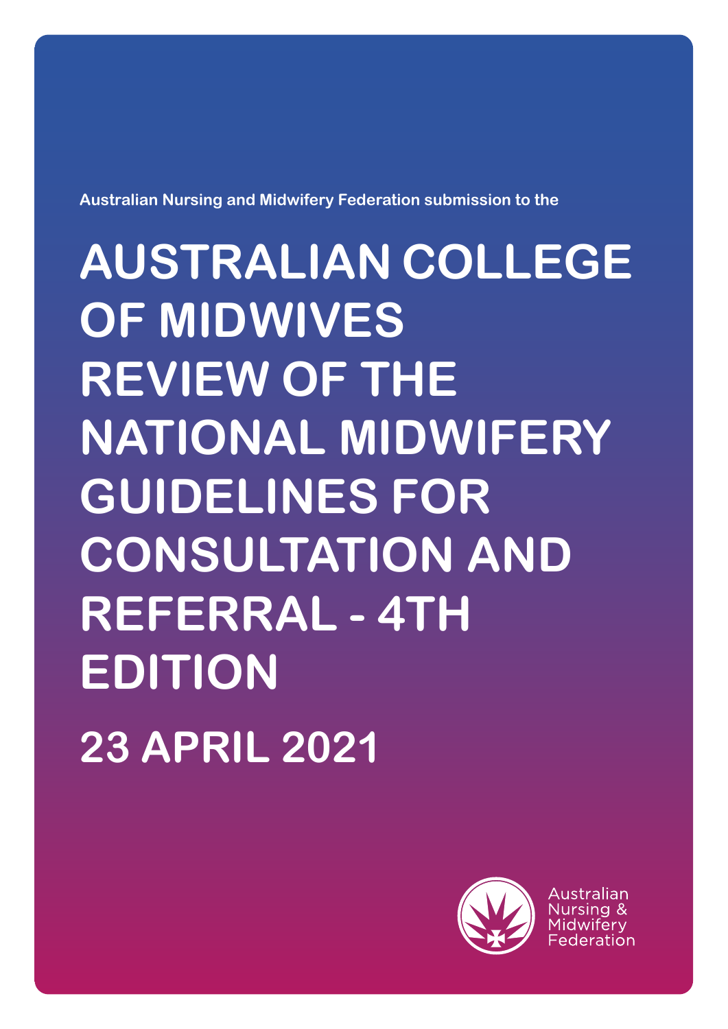Australian Nursing and Midwifery Federation submission to the

# AUSTRALIAN COLLEGE OF MIDWIVES REVIEW OF THE NATIONAL MIDWIFERY GUIDELINES FOR CONSULTATION AND REFERRAL - 4TH EDITION

## 23 APRIL 2021

Australian Nursing & Midwifery Federation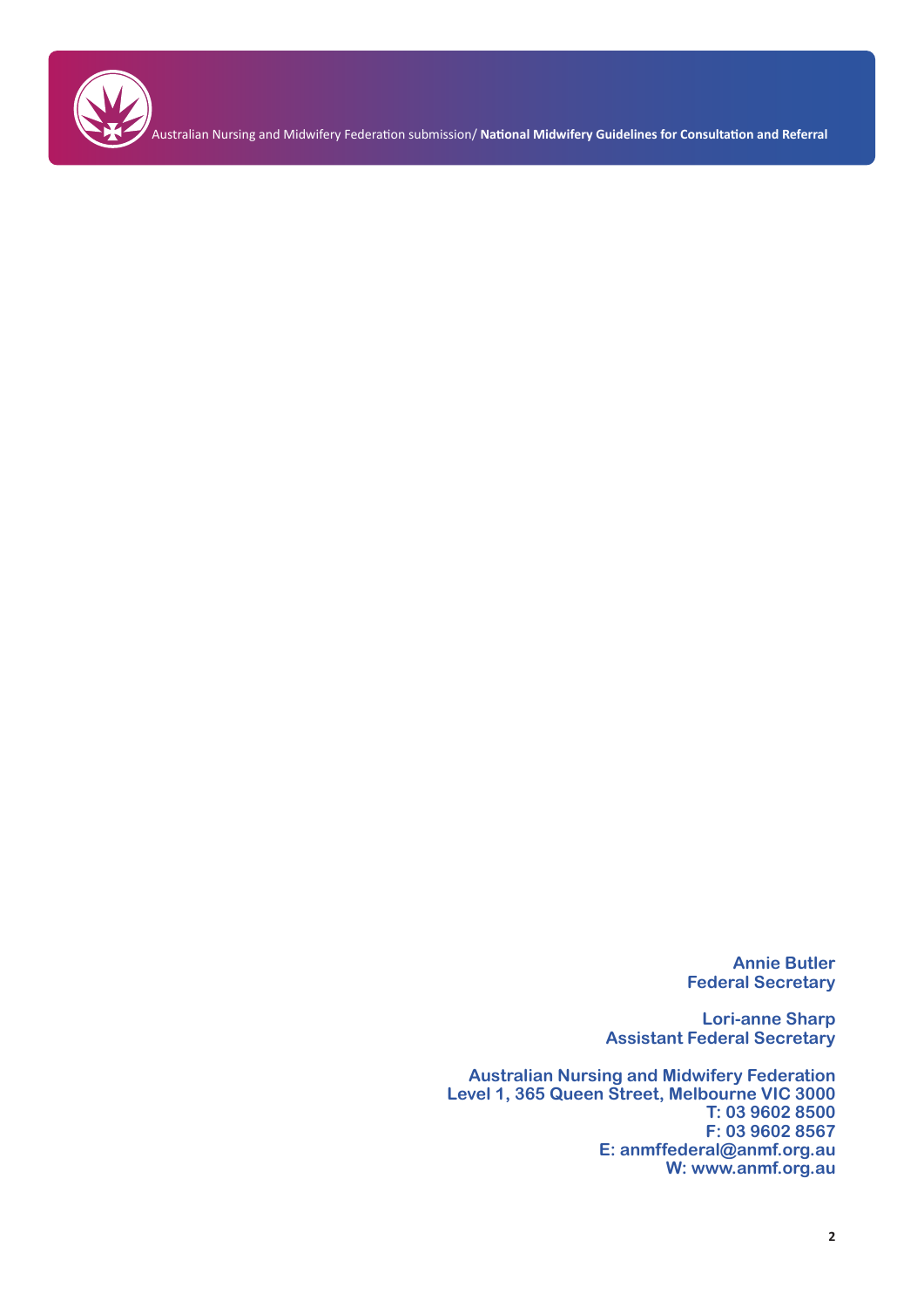**Annie Butler**
**Federal Secretary**

**Lori-anne Sharp**
**Assistant Federal Secretary**

**Australian Nursing and Midwifery Federation**
**Level 1, 365 Queen Street, Melbourne VIC 3000**
**T: 03 9602 8500**
**F: 03 9602 8567**
**E: anmffederal@anmf.org.au**
**W: www.anmf.org.au**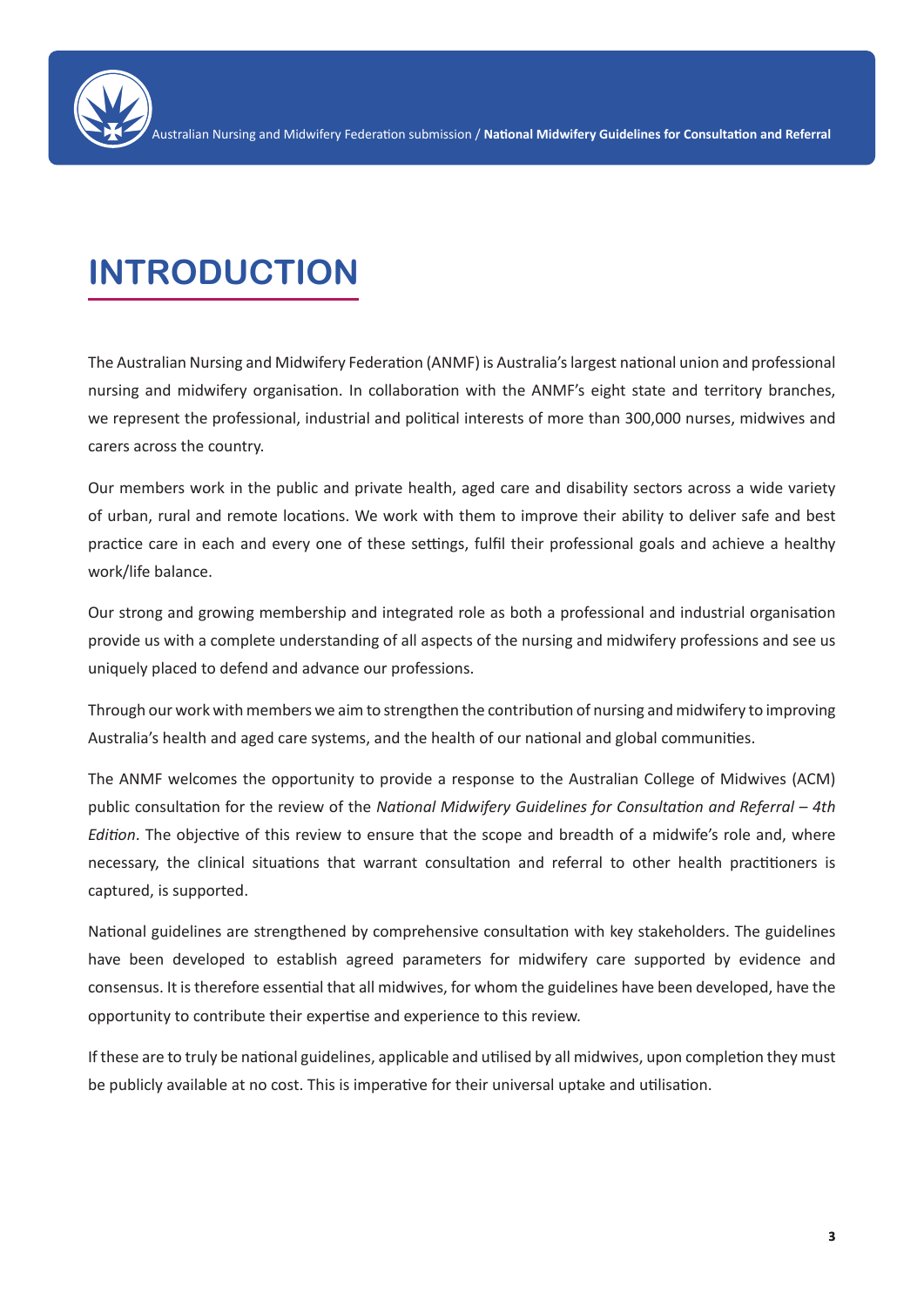# INTRODUCTION

The Australian Nursing and Midwifery Federation (ANMF) is Australia's largest national union and professional nursing and midwifery organisation. In collaboration with the ANMF's eight state and territory branches, we represent the professional, industrial and political interests of more than 300,000 nurses, midwives and carers across the country.

Our members work in the public and private health, aged care and disability sectors across a wide variety of urban, rural and remote locations. We work with them to improve their ability to deliver safe and best practice care in each and every one of these settings, fulfil their professional goals and achieve a healthy work/life balance.

Our strong and growing membership and integrated role as both a professional and industrial organisation provide us with a complete understanding of all aspects of the nursing and midwifery professions and see us uniquely placed to defend and advance our professions.

Through our work with members we aim to strengthen the contribution of nursing and midwifery to improving Australia's health and aged care systems, and the health of our national and global communities.

The ANMF welcomes the opportunity to provide a response to the Australian College of Midwives (ACM) public consultation for the review of the *National Midwifery Guidelines for Consultation and Referral – 4th Edition*. The objective of this review to ensure that the scope and breadth of a midwife's role and, where necessary, the clinical situations that warrant consultation and referral to other health practitioners is captured, is supported.

National guidelines are strengthened by comprehensive consultation with key stakeholders. The guidelines have been developed to establish agreed parameters for midwifery care supported by evidence and consensus. It is therefore essential that all midwives, for whom the guidelines have been developed, have the opportunity to contribute their expertise and experience to this review.

If these are to truly be national guidelines, applicable and utilised by all midwives, upon completion they must be publicly available at no cost. This is imperative for their universal uptake and utilisation.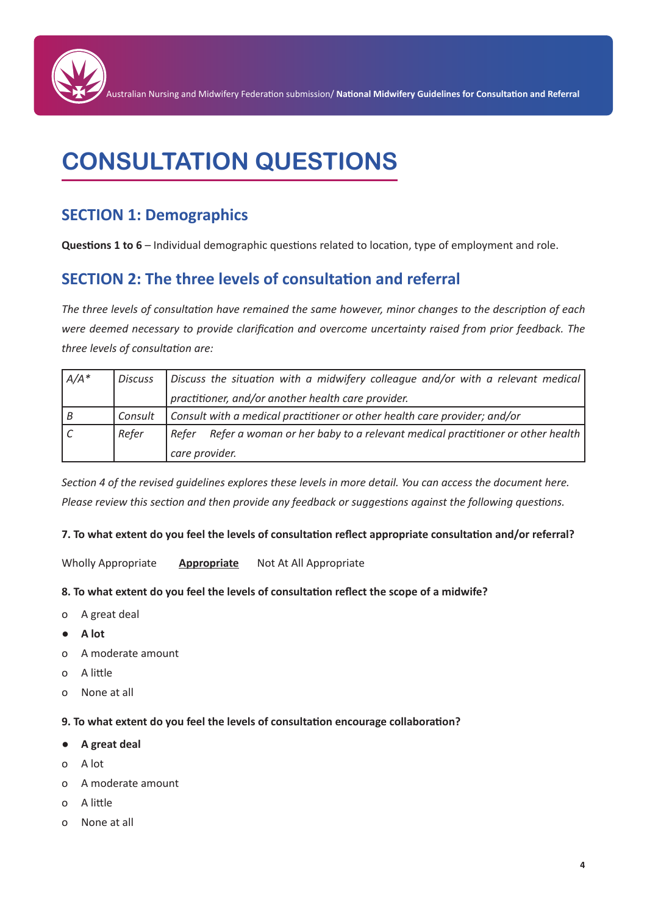# CONSULTATION QUESTIONS

## SECTION 1: Demographics

**Questions 1 to 6** – Individual demographic questions related to location, type of employment and role.

## SECTION 2: The three levels of consultation and referral

*The three levels of consultation have remained the same however, minor changes to the description of each were deemed necessary to provide clarification and overcome uncertainty raised from prior feedback. The three levels of consultation are:*

| *A/A** | *Discuss* | *Discuss the situation with a midwifery colleague and/or with a relevant medical practitioner, and/or another health care provider.* |
|---|---|---|
| *B* | *Consult* | *Consult with a medical practitioner or other health care provider; and/or* |
| *C* | *Refer* | *Refer Refer a woman or her baby to a relevant medical practitioner or other health care provider.* |

*Section 4 of the revised guidelines explores these levels in more detail. You can access the document here. Please review this section and then provide any feedback or suggestions against the following questions.*

**7. To what extent do you feel the levels of consultation reflect appropriate consultation and/or referral?**

Wholly Appropriate **<u>Appropriate</u>** Not At All Appropriate

**8. To what extent do you feel the levels of consultation reflect the scope of a midwife?**

- o A great deal
- ● **A lot**
- o A moderate amount
- o A little
- o None at all

**9. To what extent do you feel the levels of consultation encourage collaboration?**

- ● **A great deal**
- o A lot
- o A moderate amount
- o A little
- o None at all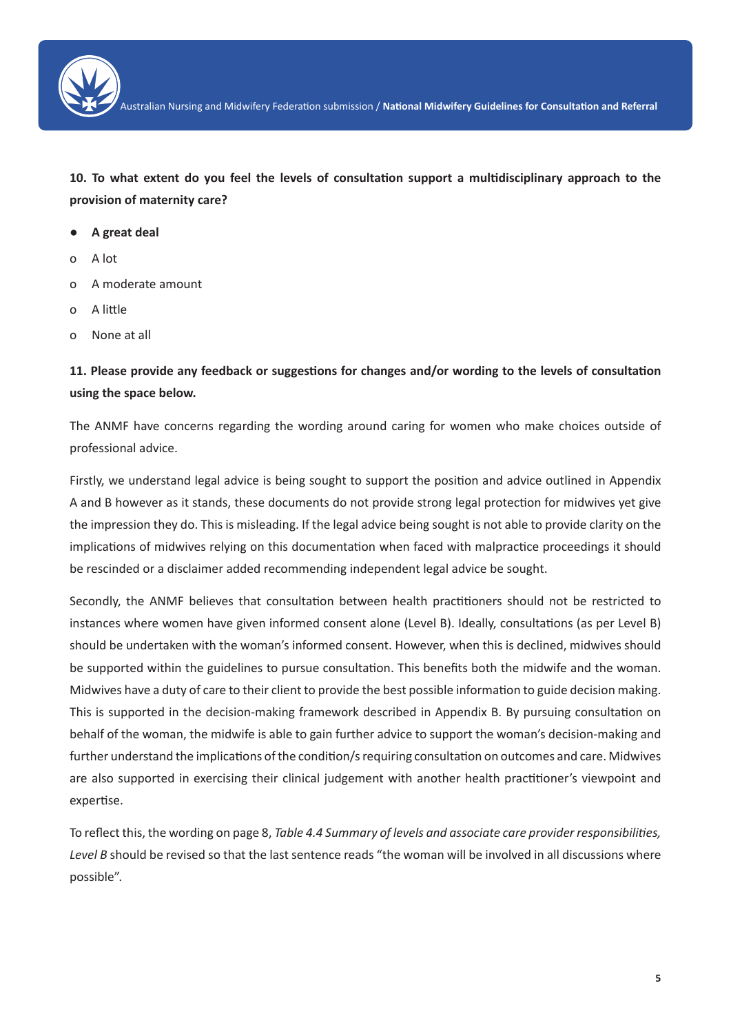**10. To what extent do you feel the levels of consultation support a multidisciplinary approach to the provision of maternity care?**

- **A great deal**
- A lot
- A moderate amount
- A little
- None at all

**11. Please provide any feedback or suggestions for changes and/or wording to the levels of consultation using the space below.**

The ANMF have concerns regarding the wording around caring for women who make choices outside of professional advice.

Firstly, we understand legal advice is being sought to support the position and advice outlined in Appendix A and B however as it stands, these documents do not provide strong legal protection for midwives yet give the impression they do. This is misleading. If the legal advice being sought is not able to provide clarity on the implications of midwives relying on this documentation when faced with malpractice proceedings it should be rescinded or a disclaimer added recommending independent legal advice be sought.

Secondly, the ANMF believes that consultation between health practitioners should not be restricted to instances where women have given informed consent alone (Level B). Ideally, consultations (as per Level B) should be undertaken with the woman's informed consent. However, when this is declined, midwives should be supported within the guidelines to pursue consultation. This benefits both the midwife and the woman. Midwives have a duty of care to their client to provide the best possible information to guide decision making. This is supported in the decision-making framework described in Appendix B. By pursuing consultation on behalf of the woman, the midwife is able to gain further advice to support the woman's decision-making and further understand the implications of the condition/s requiring consultation on outcomes and care. Midwives are also supported in exercising their clinical judgement with another health practitioner's viewpoint and expertise.

To reflect this, the wording on page 8, *Table 4.4 Summary of levels and associate care provider responsibilities, Level B* should be revised so that the last sentence reads "the woman will be involved in all discussions where possible".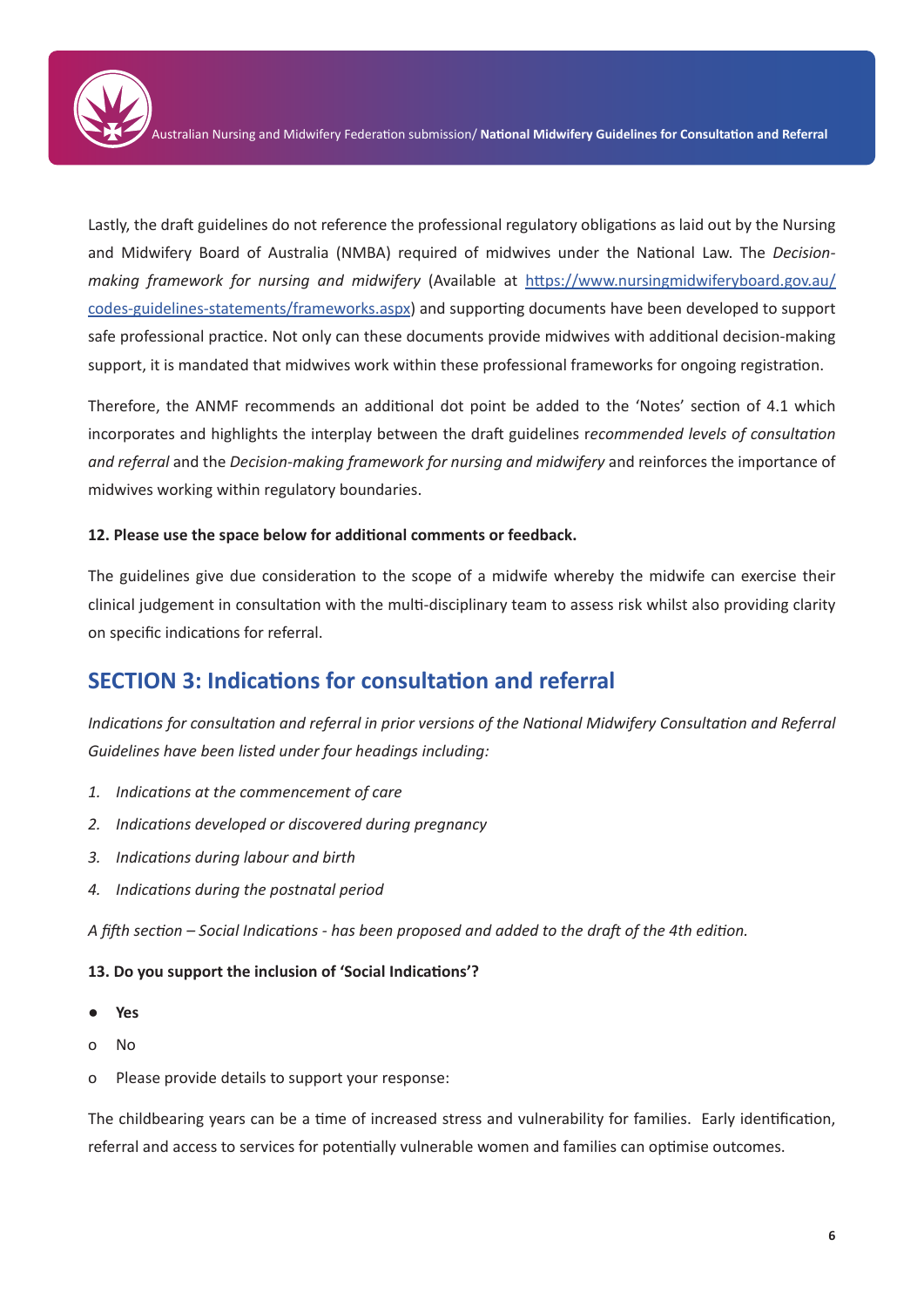Lastly, the draft guidelines do not reference the professional regulatory obligations as laid out by the Nursing and Midwifery Board of Australia (NMBA) required of midwives under the National Law. The *Decision-making framework for nursing and midwifery* (Available at [https://www.nursingmidwiferyboard.gov.au/codes-guidelines-statements/frameworks.aspx](https://www.nursingmidwiferyboard.gov.au/codes-guidelines-statements/frameworks.aspx)) and supporting documents have been developed to support safe professional practice. Not only can these documents provide midwives with additional decision-making support, it is mandated that midwives work within these professional frameworks for ongoing registration.

Therefore, the ANMF recommends an additional dot point be added to the 'Notes' section of 4.1 which incorporates and highlights the interplay between the draft guidelines *recommended levels of consultation and referral* and the *Decision-making framework for nursing and midwifery* and reinforces the importance of midwives working within regulatory boundaries.

**12. Please use the space below for additional comments or feedback.**

The guidelines give due consideration to the scope of a midwife whereby the midwife can exercise their clinical judgement in consultation with the multi-disciplinary team to assess risk whilst also providing clarity on specific indications for referral.

## SECTION 3: Indications for consultation and referral

*Indications for consultation and referral in prior versions of the National Midwifery Consultation and Referral Guidelines have been listed under four headings including:*

1. *Indications at the commencement of care*
2. *Indications developed or discovered during pregnancy*
3. *Indications during labour and birth*
4. *Indications during the postnatal period*

*A fifth section – Social Indications - has been proposed and added to the draft of the 4th edition.*

**13. Do you support the inclusion of 'Social Indications'?**

- **Yes**
- No
- Please provide details to support your response:

The childbearing years can be a time of increased stress and vulnerability for families. Early identification, referral and access to services for potentially vulnerable women and families can optimise outcomes.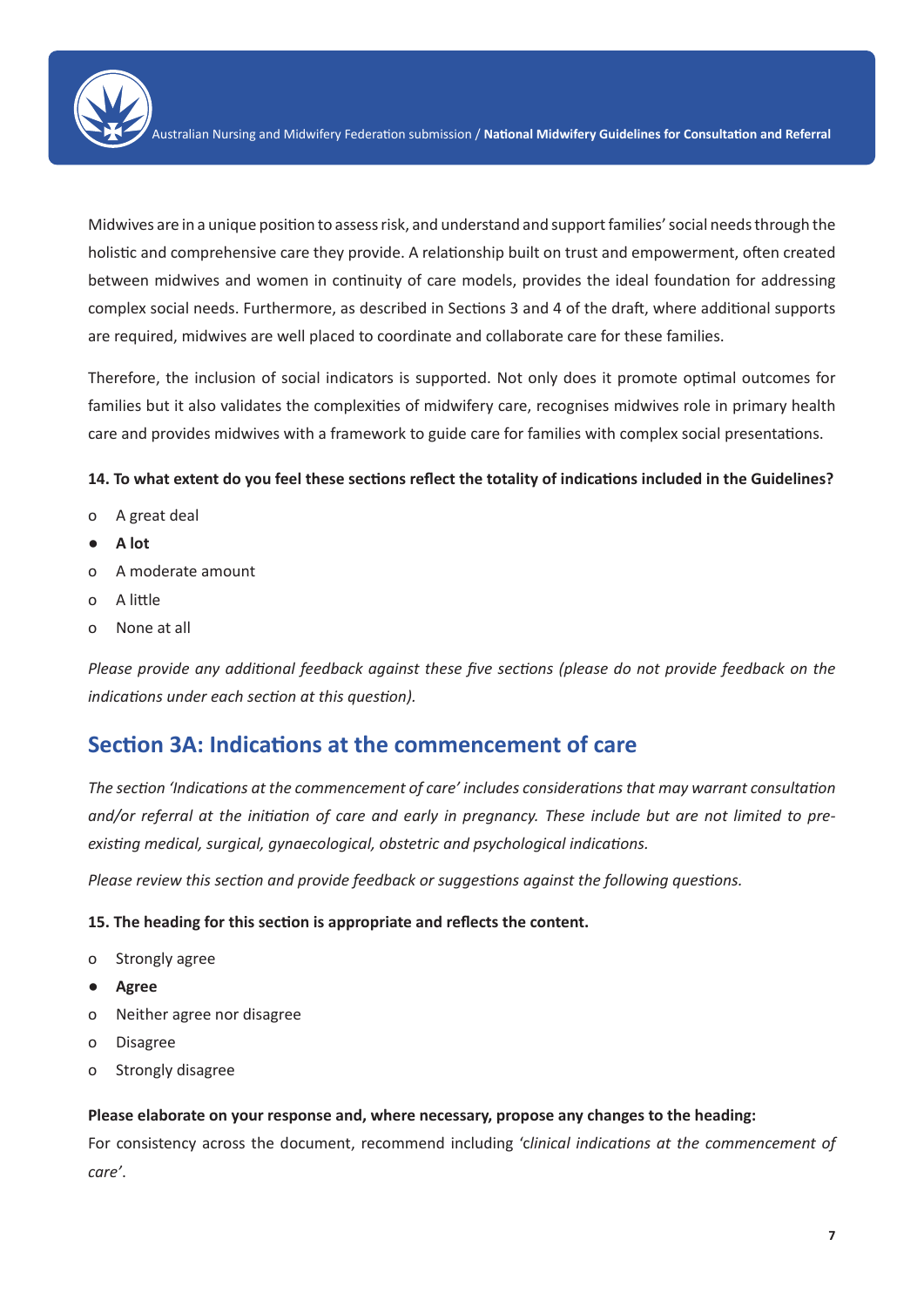Midwives are in a unique position to assess risk, and understand and support families' social needs through the holistic and comprehensive care they provide. A relationship built on trust and empowerment, often created between midwives and women in continuity of care models, provides the ideal foundation for addressing complex social needs. Furthermore, as described in Sections 3 and 4 of the draft, where additional supports are required, midwives are well placed to coordinate and collaborate care for these families.

Therefore, the inclusion of social indicators is supported. Not only does it promote optimal outcomes for families but it also validates the complexities of midwifery care, recognises midwives role in primary health care and provides midwives with a framework to guide care for families with complex social presentations.

**14. To what extent do you feel these sections reflect the totality of indications included in the Guidelines?**

- o A great deal
- ● **A lot**
- o A moderate amount
- o A little
- o None at all

*Please provide any additional feedback against these five sections (please do not provide feedback on the indications under each section at this question).*

## Section 3A: Indications at the commencement of care

*The section 'Indications at the commencement of care' includes considerations that may warrant consultation and/or referral at the initiation of care and early in pregnancy. These include but are not limited to pre-existing medical, surgical, gynaecological, obstetric and psychological indications.*

*Please review this section and provide feedback or suggestions against the following questions.*

**15. The heading for this section is appropriate and reflects the content.**

- o Strongly agree
- ● **Agree**
- o Neither agree nor disagree
- o Disagree
- o Strongly disagree

**Please elaborate on your response and, where necessary, propose any changes to the heading:**

For consistency across the document, recommend including 'c*linical indications at the commencement of care*'.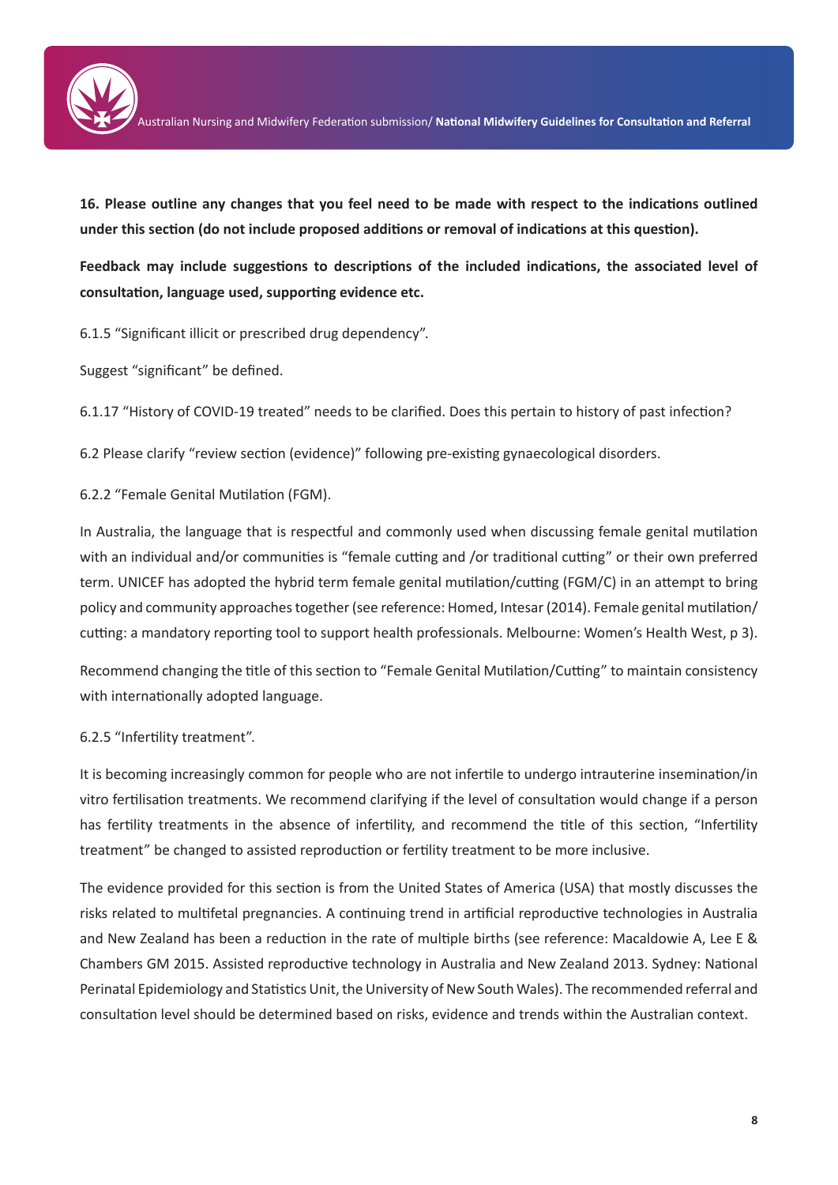**16. Please outline any changes that you feel need to be made with respect to the indications outlined under this section (do not include proposed additions or removal of indications at this question).**

**Feedback may include suggestions to descriptions of the included indications, the associated level of consultation, language used, supporting evidence etc.**

6.1.5 "Significant illicit or prescribed drug dependency".

Suggest "significant" be defined.

6.1.17 "History of COVID-19 treated" needs to be clarified. Does this pertain to history of past infection?

6.2 Please clarify "review section (evidence)" following pre-existing gynaecological disorders.

6.2.2 "Female Genital Mutilation (FGM).

In Australia, the language that is respectful and commonly used when discussing female genital mutilation with an individual and/or communities is "female cutting and /or traditional cutting" or their own preferred term. UNICEF has adopted the hybrid term female genital mutilation/cutting (FGM/C) in an attempt to bring policy and community approaches together (see reference: Homed, Intesar (2014). Female genital mutilation/cutting: a mandatory reporting tool to support health professionals. Melbourne: Women's Health West, p 3).

Recommend changing the title of this section to "Female Genital Mutilation/Cutting" to maintain consistency with internationally adopted language.

6.2.5 "Infertility treatment".

It is becoming increasingly common for people who are not infertile to undergo intrauterine insemination/in vitro fertilisation treatments. We recommend clarifying if the level of consultation would change if a person has fertility treatments in the absence of infertility, and recommend the title of this section, "Infertility treatment" be changed to assisted reproduction or fertility treatment to be more inclusive.

The evidence provided for this section is from the United States of America (USA) that mostly discusses the risks related to multifetal pregnancies. A continuing trend in artificial reproductive technologies in Australia and New Zealand has been a reduction in the rate of multiple births (see reference: Macaldowie A, Lee E & Chambers GM 2015. Assisted reproductive technology in Australia and New Zealand 2013. Sydney: National Perinatal Epidemiology and Statistics Unit, the University of New South Wales). The recommended referral and consultation level should be determined based on risks, evidence and trends within the Australian context.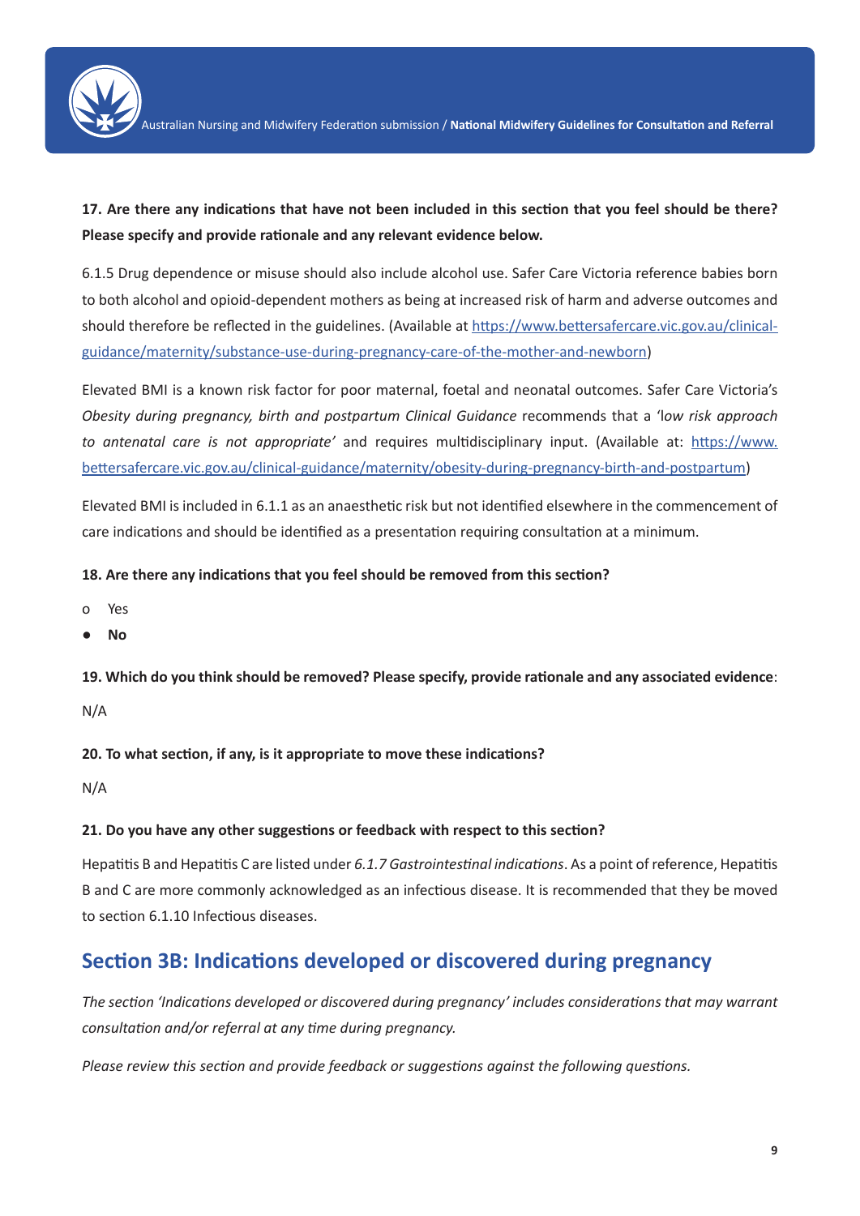**17. Are there any indications that have not been included in this section that you feel should be there? Please specify and provide rationale and any relevant evidence below.**

6.1.5 Drug dependence or misuse should also include alcohol use. Safer Care Victoria reference babies born to both alcohol and opioid-dependent mothers as being at increased risk of harm and adverse outcomes and should therefore be reflected in the guidelines. (Available at [https://www.bettersafercare.vic.gov.au/clinical-guidance/maternity/substance-use-during-pregnancy-care-of-the-mother-and-newborn](https://www.bettersafercare.vic.gov.au/clinical-guidance/maternity/substance-use-during-pregnancy-care-of-the-mother-and-newborn))

Elevated BMI is a known risk factor for poor maternal, foetal and neonatal outcomes. Safer Care Victoria's *Obesity during pregnancy, birth and postpartum Clinical Guidance* recommends that a '*low risk approach to antenatal care is not appropriate*' and requires multidisciplinary input. (Available at: [https://www.bettersafercare.vic.gov.au/clinical-guidance/maternity/obesity-during-pregnancy-birth-and-postpartum](https://www.bettersafercare.vic.gov.au/clinical-guidance/maternity/obesity-during-pregnancy-birth-and-postpartum))

Elevated BMI is included in 6.1.1 as an anaesthetic risk but not identified elsewhere in the commencement of care indications and should be identified as a presentation requiring consultation at a minimum.

**18. Are there any indications that you feel should be removed from this section?**

- o Yes
- ● **No**

**19. Which do you think should be removed? Please specify, provide rationale and any associated evidence**:

N/A

**20. To what section, if any, is it appropriate to move these indications?**

N/A

**21. Do you have any other suggestions or feedback with respect to this section?**

Hepatitis B and Hepatitis C are listed under *6.1.7 Gastrointestinal indications*. As a point of reference, Hepatitis B and C are more commonly acknowledged as an infectious disease. It is recommended that they be moved to section 6.1.10 Infectious diseases.

## Section 3B: Indications developed or discovered during pregnancy

*The section 'Indications developed or discovered during pregnancy' includes considerations that may warrant consultation and/or referral at any time during pregnancy.*

*Please review this section and provide feedback or suggestions against the following questions.*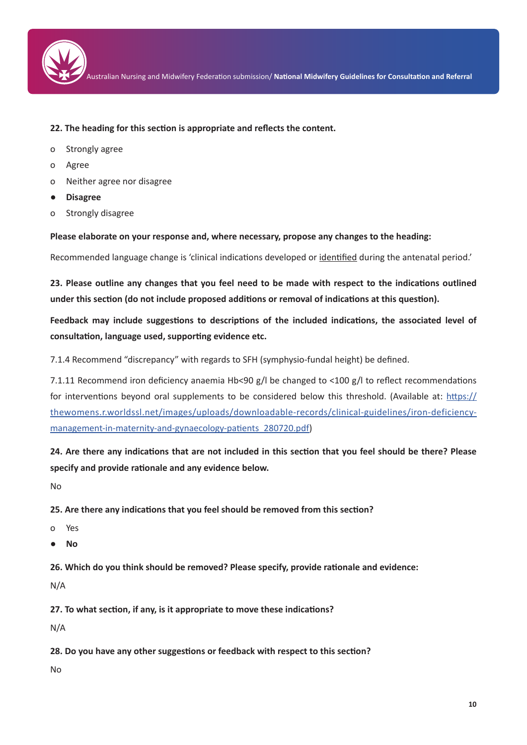**22. The heading for this section is appropriate and reflects the content.**

- o Strongly agree
- o Agree
- o Neither agree nor disagree
- ● **Disagree**
- o Strongly disagree

**Please elaborate on your response and, where necessary, propose any changes to the heading:**

Recommended language change is 'clinical indications developed or <u>identified</u> during the antenatal period.'

**23. Please outline any changes that you feel need to be made with respect to the indications outlined under this section (do not include proposed additions or removal of indications at this question).**

**Feedback may include suggestions to descriptions of the included indications, the associated level of consultation, language used, supporting evidence etc.**

7.1.4 Recommend "discrepancy" with regards to SFH (symphysio-fundal height) be defined.

7.1.11 Recommend iron deficiency anaemia Hb<90 g/l be changed to <100 g/l to reflect recommendations for interventions beyond oral supplements to be considered below this threshold. (Available at: [https://thewomens.r.worldssl.net/images/uploads/downloadable-records/clinical-guidelines/iron-deficiency-management-in-maternity-and-gynaecology-patients_280720.pdf](https://thewomens.r.worldssl.net/images/uploads/downloadable-records/clinical-guidelines/iron-deficiency-management-in-maternity-and-gynaecology-patients_280720.pdf))

**24. Are there any indications that are not included in this section that you feel should be there? Please specify and provide rationale and any evidence below.**

No

**25. Are there any indications that you feel should be removed from this section?**

- o Yes
- ● **No**

**26. Which do you think should be removed? Please specify, provide rationale and evidence:**

N/A

**27. To what section, if any, is it appropriate to move these indications?**

N/A

**28. Do you have any other suggestions or feedback with respect to this section?**

No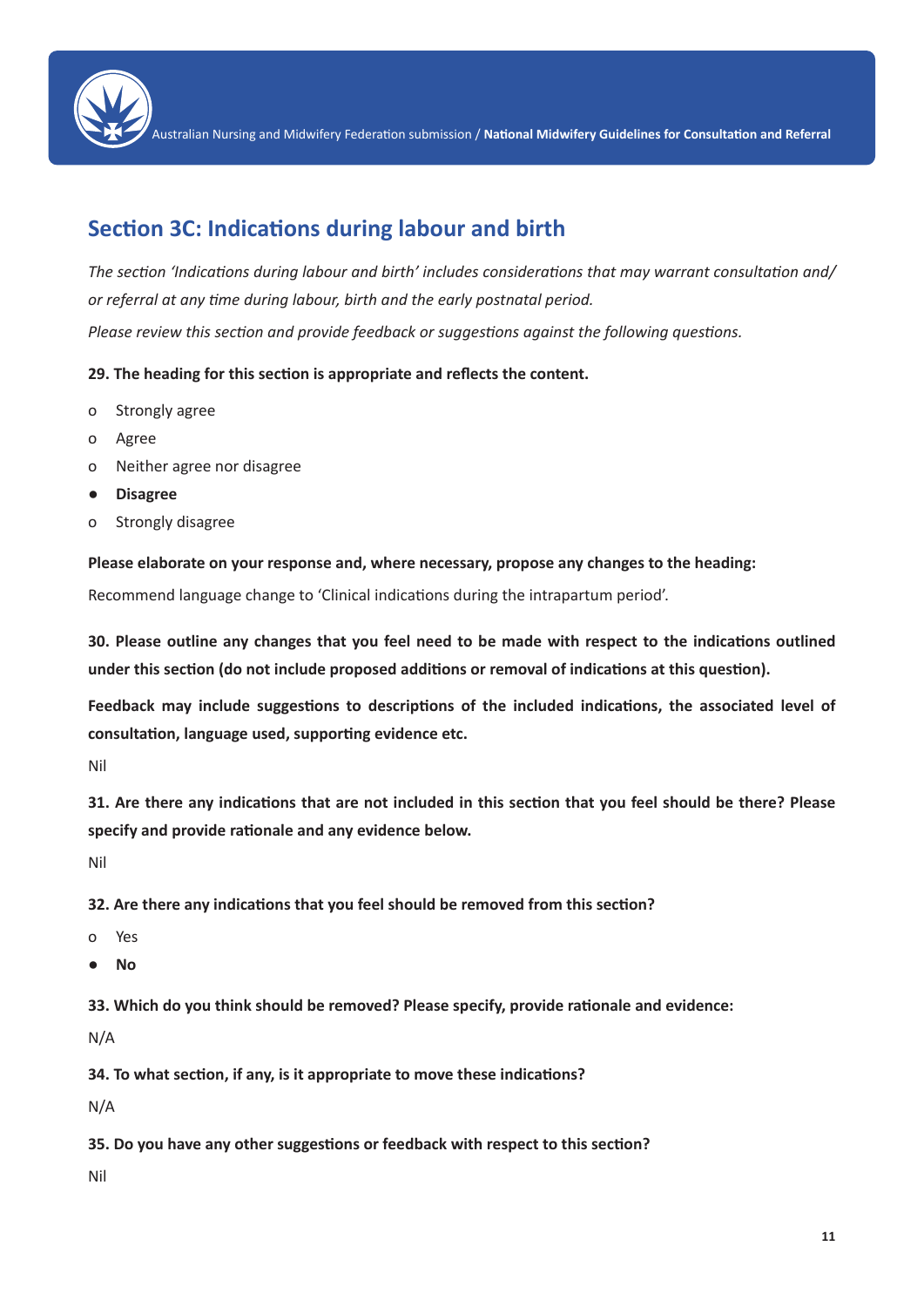## Section 3C: Indications during labour and birth

*The section 'Indications during labour and birth' includes considerations that may warrant consultation and/ or referral at any time during labour, birth and the early postnatal period.*

*Please review this section and provide feedback or suggestions against the following questions.*

**29. The heading for this section is appropriate and reflects the content.**

- o Strongly agree
- o Agree
- o Neither agree nor disagree
- ● **Disagree**
- o Strongly disagree

**Please elaborate on your response and, where necessary, propose any changes to the heading:**

Recommend language change to 'Clinical indications during the intrapartum period'.

**30. Please outline any changes that you feel need to be made with respect to the indications outlined under this section (do not include proposed additions or removal of indications at this question).**

**Feedback may include suggestions to descriptions of the included indications, the associated level of consultation, language used, supporting evidence etc.**

Nil

**31. Are there any indications that are not included in this section that you feel should be there? Please specify and provide rationale and any evidence below.**

Nil

**32. Are there any indications that you feel should be removed from this section?**

- o Yes
- ● **No**

**33. Which do you think should be removed? Please specify, provide rationale and evidence:**

N/A

**34. To what section, if any, is it appropriate to move these indications?**

N/A

**35. Do you have any other suggestions or feedback with respect to this section?**

Nil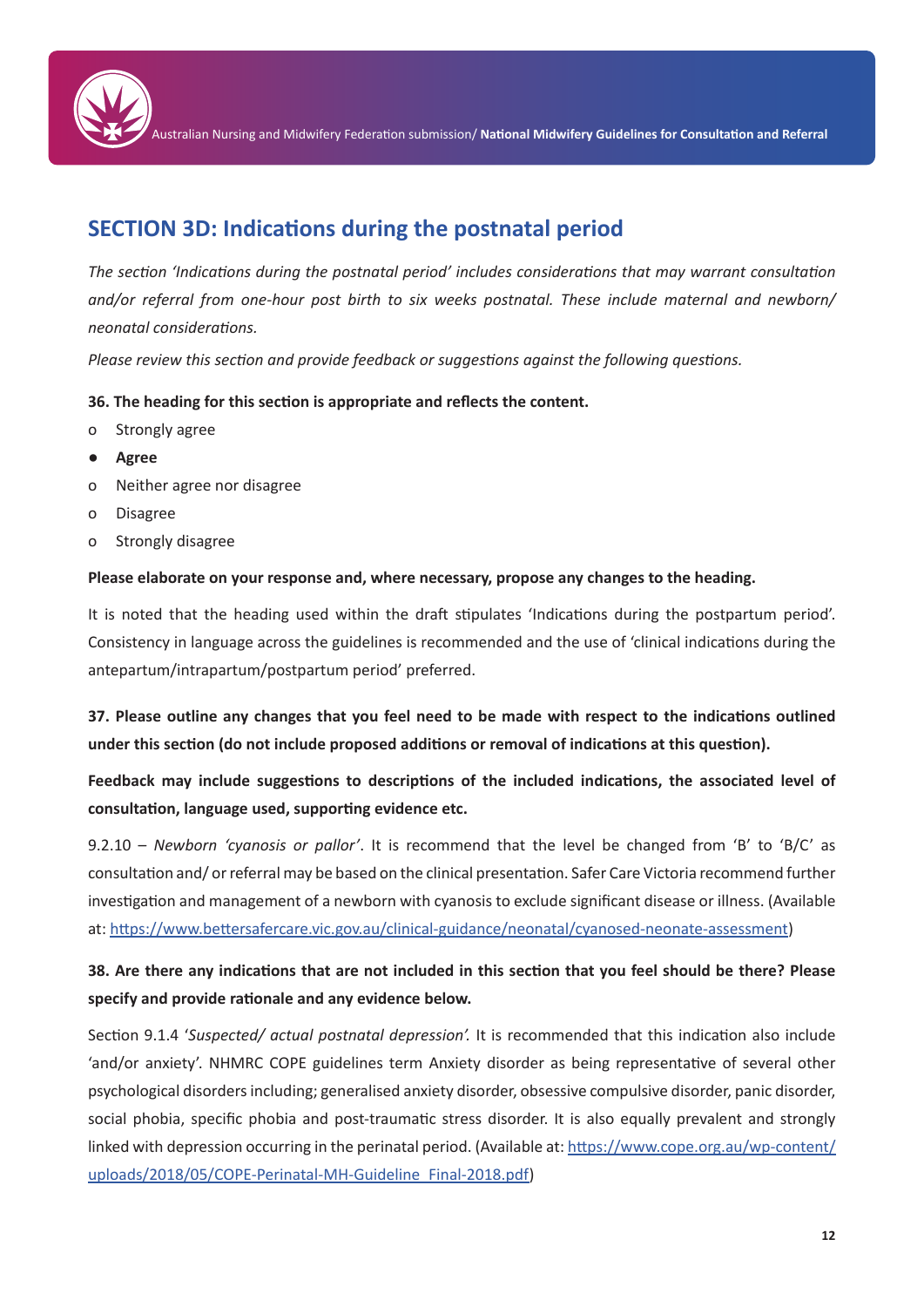## SECTION 3D: Indications during the postnatal period

*The section 'Indications during the postnatal period' includes considerations that may warrant consultation and/or referral from one-hour post birth to six weeks postnatal. These include maternal and newborn/ neonatal considerations.*

*Please review this section and provide feedback or suggestions against the following questions.*

**36. The heading for this section is appropriate and reflects the content.**

- o Strongly agree
- ● **Agree**
- o Neither agree nor disagree
- o Disagree
- o Strongly disagree

**Please elaborate on your response and, where necessary, propose any changes to the heading.**

It is noted that the heading used within the draft stipulates 'Indications during the postpartum period'. Consistency in language across the guidelines is recommended and the use of 'clinical indications during the antepartum/intrapartum/postpartum period' preferred.

**37. Please outline any changes that you feel need to be made with respect to the indications outlined under this section (do not include proposed additions or removal of indications at this question).**

**Feedback may include suggestions to descriptions of the included indications, the associated level of consultation, language used, supporting evidence etc.**

9.2.10 – *Newborn 'cyanosis or pallor'*. It is recommend that the level be changed from 'B' to 'B/C' as consultation and/ or referral may be based on the clinical presentation. Safer Care Victoria recommend further investigation and management of a newborn with cyanosis to exclude significant disease or illness. (Available at: https://www.bettersafercare.vic.gov.au/clinical-guidance/neonatal/cyanosed-neonate-assessment)

**38. Are there any indications that are not included in this section that you feel should be there? Please specify and provide rationale and any evidence below.**

Section 9.1.4 '*Suspected/ actual postnatal depression*'. It is recommended that this indication also include 'and/or anxiety'. NHMRC COPE guidelines term Anxiety disorder as being representative of several other psychological disorders including; generalised anxiety disorder, obsessive compulsive disorder, panic disorder, social phobia, specific phobia and post-traumatic stress disorder. It is also equally prevalent and strongly linked with depression occurring in the perinatal period. (Available at: https://www.cope.org.au/wp-content/uploads/2018/05/COPE-Perinatal-MH-Guideline_Final-2018.pdf)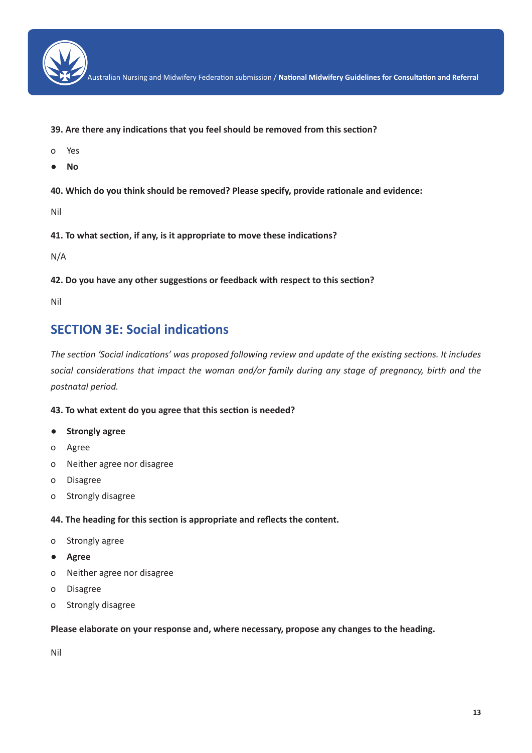**39. Are there any indications that you feel should be removed from this section?**

- o Yes
- ● **No**

**40. Which do you think should be removed? Please specify, provide rationale and evidence:**

Nil

**41. To what section, if any, is it appropriate to move these indications?**

N/A

**42. Do you have any other suggestions or feedback with respect to this section?**

Nil

## SECTION 3E: Social indications

*The section 'Social indications' was proposed following review and update of the existing sections. It includes social considerations that impact the woman and/or family during any stage of pregnancy, birth and the postnatal period.*

**43. To what extent do you agree that this section is needed?**

- ● **Strongly agree**
- o Agree
- o Neither agree nor disagree
- o Disagree
- o Strongly disagree

**44. The heading for this section is appropriate and reflects the content.**

- o Strongly agree
- ● **Agree**
- o Neither agree nor disagree
- o Disagree
- o Strongly disagree

**Please elaborate on your response and, where necessary, propose any changes to the heading.**

Nil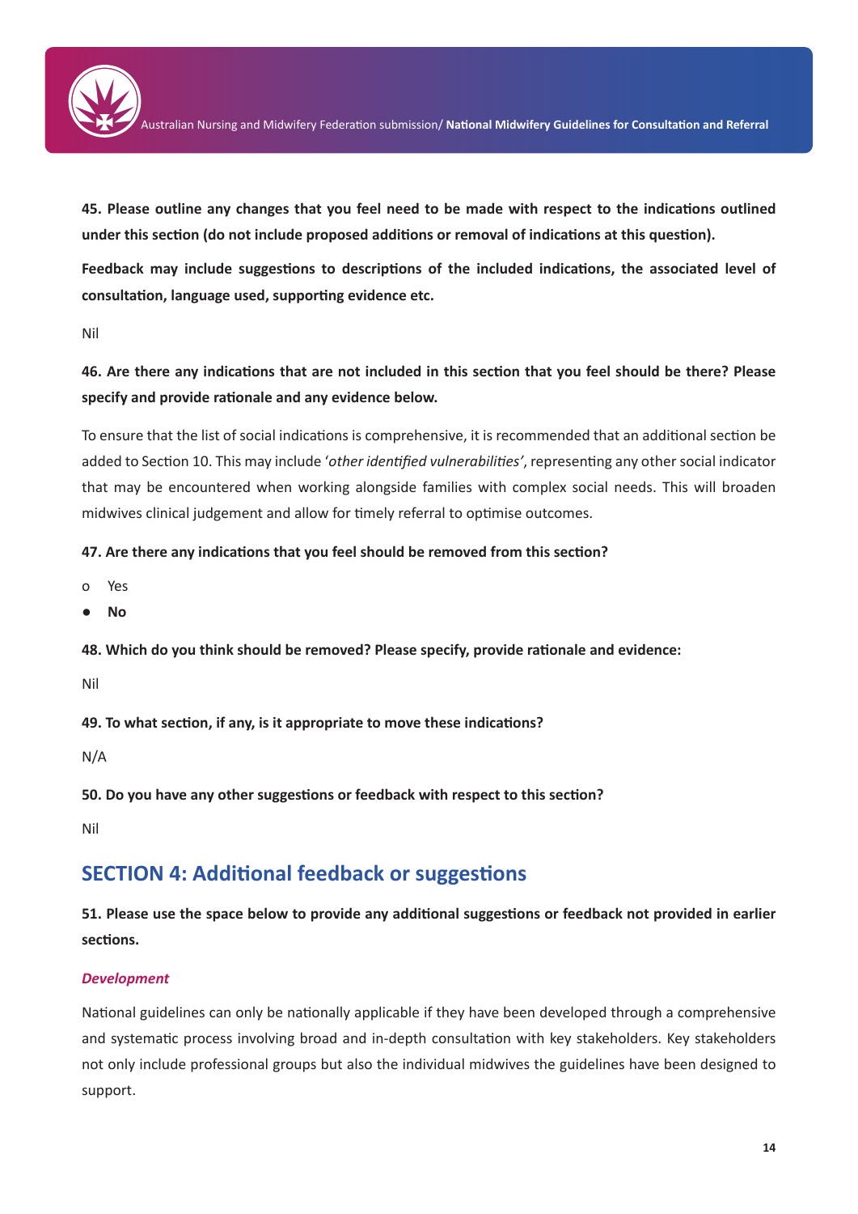**45. Please outline any changes that you feel need to be made with respect to the indications outlined under this section (do not include proposed additions or removal of indications at this question).**

**Feedback may include suggestions to descriptions of the included indications, the associated level of consultation, language used, supporting evidence etc.**

Nil

**46. Are there any indications that are not included in this section that you feel should be there? Please specify and provide rationale and any evidence below.**

To ensure that the list of social indications is comprehensive, it is recommended that an additional section be added to Section 10. This may include '*other identified vulnerabilities*', representing any other social indicator that may be encountered when working alongside families with complex social needs. This will broaden midwives clinical judgement and allow for timely referral to optimise outcomes.

**47. Are there any indications that you feel should be removed from this section?**

- o Yes
- ● **No**

**48. Which do you think should be removed? Please specify, provide rationale and evidence:**

Nil

**49. To what section, if any, is it appropriate to move these indications?**

N/A

**50. Do you have any other suggestions or feedback with respect to this section?**

Nil

## SECTION 4: Additional feedback or suggestions

**51. Please use the space below to provide any additional suggestions or feedback not provided in earlier sections.**

***Development***

National guidelines can only be nationally applicable if they have been developed through a comprehensive and systematic process involving broad and in-depth consultation with key stakeholders. Key stakeholders not only include professional groups but also the individual midwives the guidelines have been designed to support.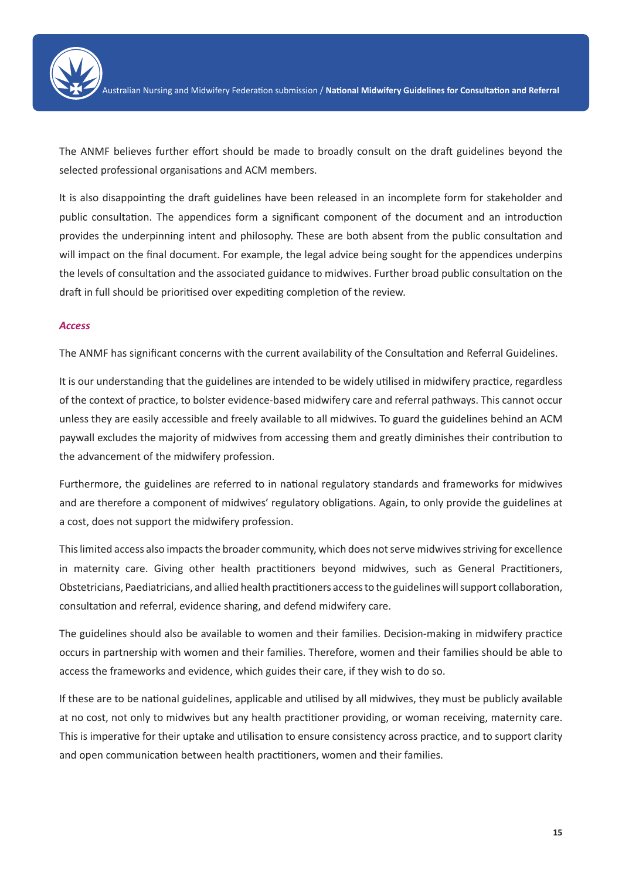The ANMF believes further effort should be made to broadly consult on the draft guidelines beyond the selected professional organisations and ACM members.

It is also disappointing the draft guidelines have been released in an incomplete form for stakeholder and public consultation. The appendices form a significant component of the document and an introduction provides the underpinning intent and philosophy. These are both absent from the public consultation and will impact on the final document. For example, the legal advice being sought for the appendices underpins the levels of consultation and the associated guidance to midwives. Further broad public consultation on the draft in full should be prioritised over expediting completion of the review.

### *Access*

The ANMF has significant concerns with the current availability of the Consultation and Referral Guidelines.

It is our understanding that the guidelines are intended to be widely utilised in midwifery practice, regardless of the context of practice, to bolster evidence-based midwifery care and referral pathways. This cannot occur unless they are easily accessible and freely available to all midwives. To guard the guidelines behind an ACM paywall excludes the majority of midwives from accessing them and greatly diminishes their contribution to the advancement of the midwifery profession.

Furthermore, the guidelines are referred to in national regulatory standards and frameworks for midwives and are therefore a component of midwives' regulatory obligations. Again, to only provide the guidelines at a cost, does not support the midwifery profession.

This limited access also impacts the broader community, which does not serve midwives striving for excellence in maternity care. Giving other health practitioners beyond midwives, such as General Practitioners, Obstetricians, Paediatricians, and allied health practitioners access to the guidelines will support collaboration, consultation and referral, evidence sharing, and defend midwifery care.

The guidelines should also be available to women and their families. Decision-making in midwifery practice occurs in partnership with women and their families. Therefore, women and their families should be able to access the frameworks and evidence, which guides their care, if they wish to do so.

If these are to be national guidelines, applicable and utilised by all midwives, they must be publicly available at no cost, not only to midwives but any health practitioner providing, or woman receiving, maternity care. This is imperative for their uptake and utilisation to ensure consistency across practice, and to support clarity and open communication between health practitioners, women and their families.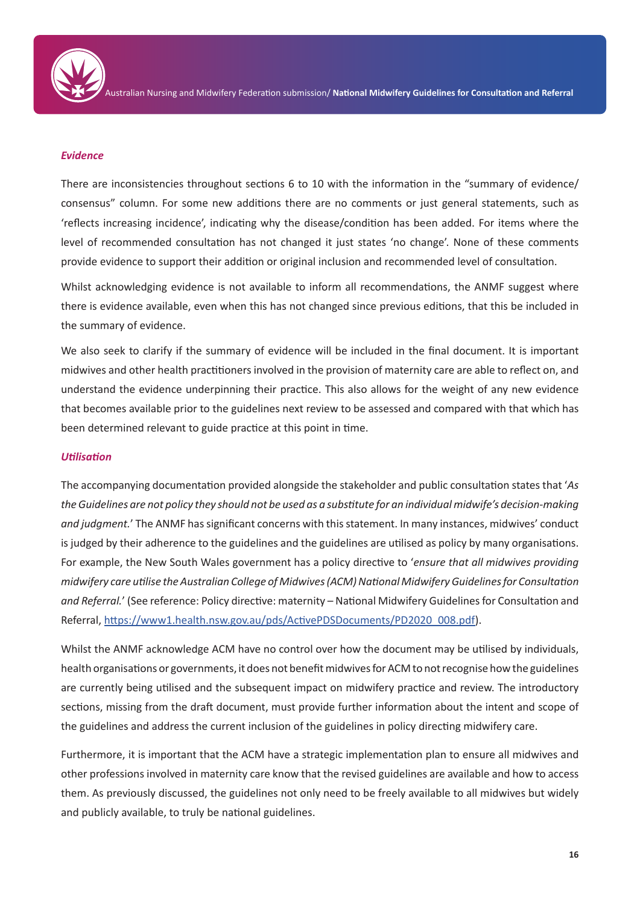### *Evidence*

There are inconsistencies throughout sections 6 to 10 with the information in the "summary of evidence/ consensus" column. For some new additions there are no comments or just general statements, such as 'reflects increasing incidence', indicating why the disease/condition has been added. For items where the level of recommended consultation has not changed it just states 'no change'. None of these comments provide evidence to support their addition or original inclusion and recommended level of consultation.

Whilst acknowledging evidence is not available to inform all recommendations, the ANMF suggest where there is evidence available, even when this has not changed since previous editions, that this be included in the summary of evidence.

We also seek to clarify if the summary of evidence will be included in the final document. It is important midwives and other health practitioners involved in the provision of maternity care are able to reflect on, and understand the evidence underpinning their practice. This also allows for the weight of any new evidence that becomes available prior to the guidelines next review to be assessed and compared with that which has been determined relevant to guide practice at this point in time.

### *Utilisation*

The accompanying documentation provided alongside the stakeholder and public consultation states that '*As the Guidelines are not policy they should not be used as a substitute for an individual midwife's decision-making and judgment.*' The ANMF has significant concerns with this statement. In many instances, midwives' conduct is judged by their adherence to the guidelines and the guidelines are utilised as policy by many organisations. For example, the New South Wales government has a policy directive to '*ensure that all midwives providing midwifery care utilise the Australian College of Midwives (ACM) National Midwifery Guidelines for Consultation and Referral.*' (See reference: Policy directive: maternity – National Midwifery Guidelines for Consultation and Referral, [https://www1.health.nsw.gov.au/pds/ActivePDSDocuments/PD2020_008.pdf](https://www1.health.nsw.gov.au/pds/ActivePDSDocuments/PD2020_008.pdf)).

Whilst the ANMF acknowledge ACM have no control over how the document may be utilised by individuals, health organisations or governments, it does not benefit midwives for ACM to not recognise how the guidelines are currently being utilised and the subsequent impact on midwifery practice and review. The introductory sections, missing from the draft document, must provide further information about the intent and scope of the guidelines and address the current inclusion of the guidelines in policy directing midwifery care.

Furthermore, it is important that the ACM have a strategic implementation plan to ensure all midwives and other professions involved in maternity care know that the revised guidelines are available and how to access them. As previously discussed, the guidelines not only need to be freely available to all midwives but widely and publicly available, to truly be national guidelines.